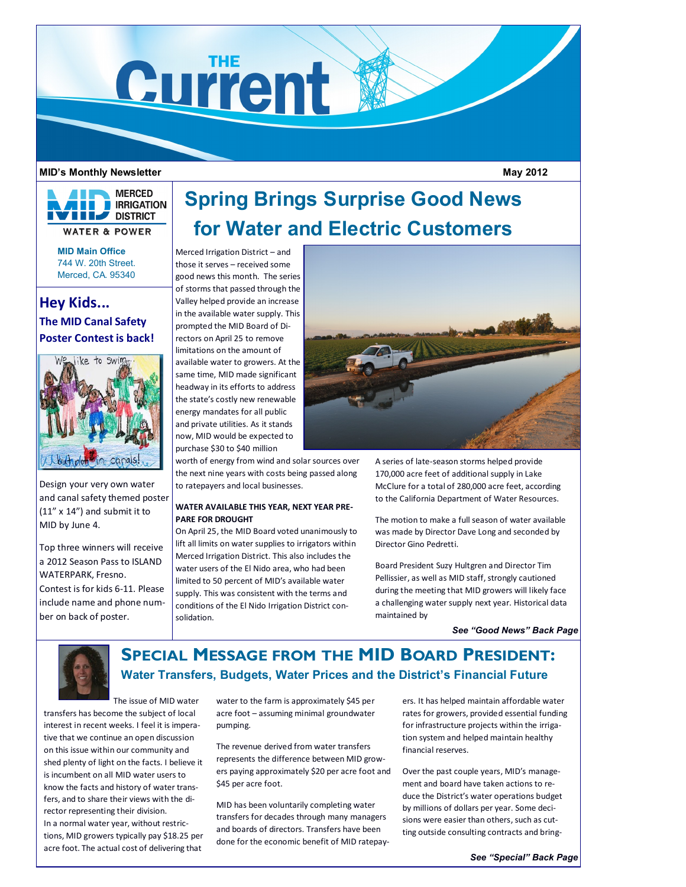# THE Current

**MID's Monthly Newsletter** **May 2012**

MERCED IRRIGATION DISTRICT
WATER & POWER

**MID Main Office**
744 W. 20th Street.
Merced, CA. 95340

## Hey Kids...

### The MID Canal Safety Poster Contest is back!

Design your very own water and canal safety themed poster (11" x 14") and submit it to MID by June 4.

Top three winners will receive a 2012 Season Pass to ISLAND WATERPARK, Fresno. Contest is for kids 6-11. Please include name and phone number on back of poster.

# Spring Brings Surprise Good News for Water and Electric Customers

Merced Irrigation District – and those it serves – received some good news this month. The series of storms that passed through the Valley helped provide an increase in the available water supply. This prompted the MID Board of Directors on April 25 to remove limitations on the amount of available water to growers. At the same time, MID made significant headway in its efforts to address the state's costly new renewable energy mandates for all public and private utilities. As it stands now, MID would be expected to purchase $30 to $40 million worth of energy from wind and solar sources over the next nine years with costs being passed along to ratepayers and local businesses.

**WATER AVAILABLE THIS YEAR, NEXT YEAR PREPARE FOR DROUGHT**

On April 25, the MID Board voted unanimously to lift all limits on water supplies to irrigators within Merced Irrigation District. This also includes the water users of the El Nido area, who had been limited to 50 percent of MID's available water supply. This was consistent with the terms and conditions of the El Nido Irrigation District consolidation.

A series of late-season storms helped provide 170,000 acre feet of additional supply in Lake McClure for a total of 280,000 acre feet, according to the California Department of Water Resources.

The motion to make a full season of water available was made by Director Dave Long and seconded by Director Gino Pedretti.

Board President Suzy Hultgren and Director Tim Pellissier, as well as MID staff, strongly cautioned during the meeting that MID growers will likely face a challenging water supply next year. Historical data maintained by

***See "Good News" Back Page***

## Special Message from the MID Board President:

### Water Transfers, Budgets, Water Prices and the District's Financial Future

The issue of MID water transfers has become the subject of local interest in recent weeks. I feel it is imperative that we continue an open discussion on this issue within our community and shed plenty of light on the facts. I believe it is incumbent on all MID water users to know the facts and history of water transfers, and to share their views with the director representing their division.

In a normal water year, without restrictions, MID growers typically pay $18.25 per acre foot. The actual cost of delivering that water to the farm is approximately $45 per acre foot – assuming minimal groundwater pumping.

The revenue derived from water transfers represents the difference between MID growers paying approximately $20 per acre foot and $45 per acre foot.

MID has been voluntarily completing water transfers for decades through many managers and boards of directors. Transfers have been done for the economic benefit of MID ratepayers. It has helped maintain affordable water rates for growers, provided essential funding for infrastructure projects within the irrigation system and helped maintain healthy financial reserves.

Over the past couple years, MID's management and board have taken actions to reduce the District's water operations budget by millions of dollars per year. Some decisions were easier than others, such as cutting outside consulting contracts and bring-

***See "Special" Back Page***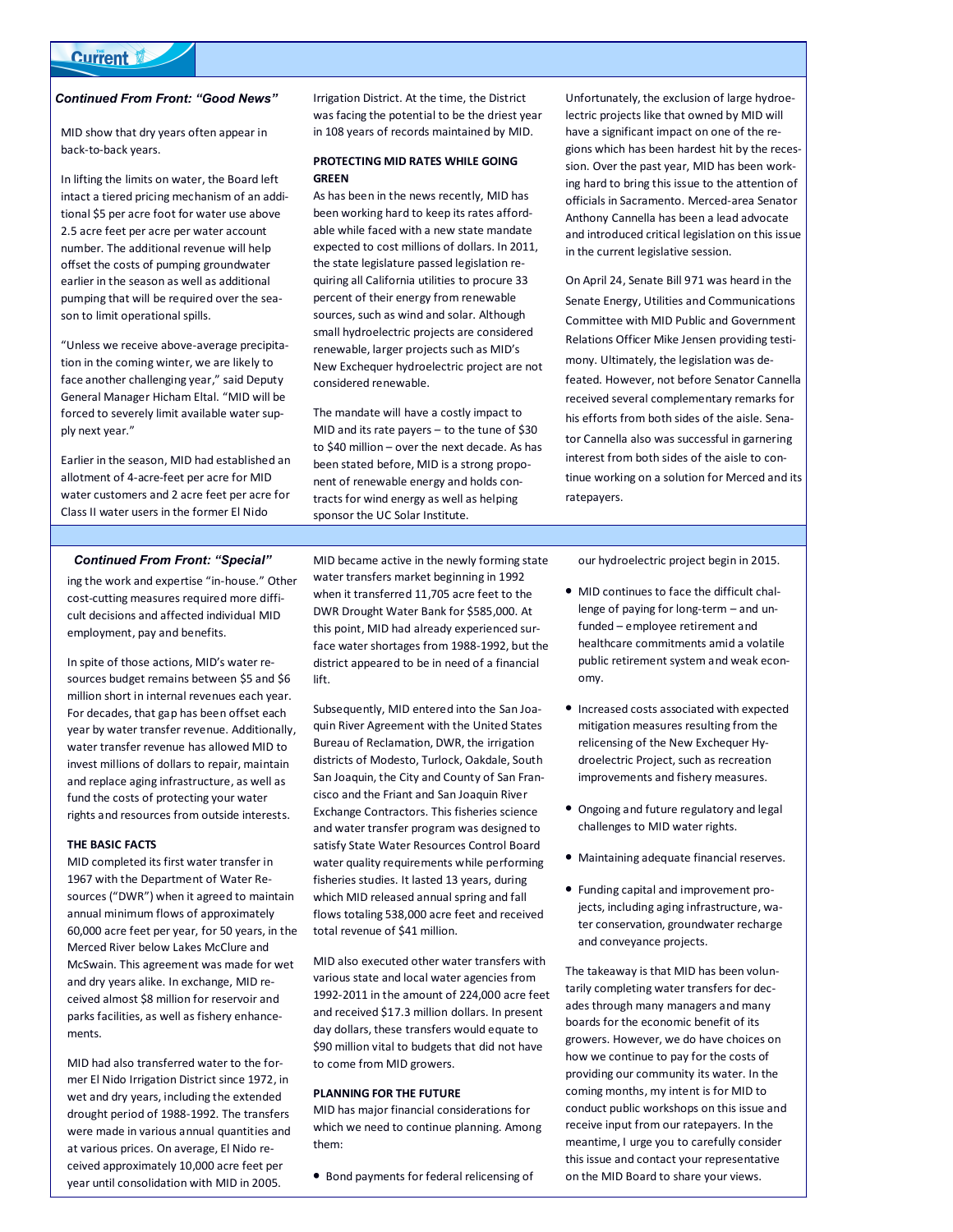### *Continued From Front: "Good News"*

MID show that dry years often appear in back-to-back years.

In lifting the limits on water, the Board left intact a tiered pricing mechanism of an additional $5 per acre foot for water use above 2.5 acre feet per acre per water account number. The additional revenue will help offset the costs of pumping groundwater earlier in the season as well as additional pumping that will be required over the season to limit operational spills.

"Unless we receive above-average precipitation in the coming winter, we are likely to face another challenging year," said Deputy General Manager Hicham Eltal. "MID will be forced to severely limit available water supply next year."

Earlier in the season, MID had established an allotment of 4-acre-feet per acre for MID water customers and 2 acre feet per acre for Class II water users in the former El Nido Irrigation District. At the time, the District was facing the potential to be the driest year in 108 years of records maintained by MID.

**PROTECTING MID RATES WHILE GOING GREEN**

As has been in the news recently, MID has been working hard to keep its rates affordable while faced with a new state mandate expected to cost millions of dollars. In 2011, the state legislature passed legislation requiring all California utilities to procure 33 percent of their energy from renewable sources, such as wind and solar. Although small hydroelectric projects are considered renewable, larger projects such as MID's New Exchequer hydroelectric project are not considered renewable.

The mandate will have a costly impact to MID and its rate payers – to the tune of $30 to $40 million – over the next decade. As has been stated before, MID is a strong proponent of renewable energy and holds contracts for wind energy as well as helping sponsor the UC Solar Institute.

Unfortunately, the exclusion of large hydroelectric projects like that owned by MID will have a significant impact on one of the regions which has been hardest hit by the recession. Over the past year, MID has been working hard to bring this issue to the attention of officials in Sacramento. Merced-area Senator Anthony Cannella has been a lead advocate and introduced critical legislation on this issue in the current legislative session.

On April 24, Senate Bill 971 was heard in the Senate Energy, Utilities and Communications Committee with MID Public and Government Relations Officer Mike Jensen providing testimony. Ultimately, the legislation was defeated. However, not before Senator Cannella received several complementary remarks for his efforts from both sides of the aisle. Senator Cannella also was successful in garnering interest from both sides of the aisle to continue working on a solution for Merced and its ratepayers.

### *Continued From Front: "Special"*

ing the work and expertise "in-house." Other cost-cutting measures required more difficult decisions and affected individual MID employment, pay and benefits.

In spite of those actions, MID's water resources budget remains between $5 and $6 million short in internal revenues each year. For decades, that gap has been offset each year by water transfer revenue. Additionally, water transfer revenue has allowed MID to invest millions of dollars to repair, maintain and replace aging infrastructure, as well as fund the costs of protecting your water rights and resources from outside interests.

**THE BASIC FACTS**

MID completed its first water transfer in 1967 with the Department of Water Resources ("DWR") when it agreed to maintain annual minimum flows of approximately 60,000 acre feet per year, for 50 years, in the Merced River below Lakes McClure and McSwain. This agreement was made for wet and dry years alike. In exchange, MID received almost $8 million for reservoir and parks facilities, as well as fishery enhancements.

MID had also transferred water to the former El Nido Irrigation District since 1972, in wet and dry years, including the extended drought period of 1988-1992. The transfers were made in various annual quantities and at various prices. On average, El Nido received approximately 10,000 acre feet per year until consolidation with MID in 2005.

MID became active in the newly forming state water transfers market beginning in 1992 when it transferred 11,705 acre feet to the DWR Drought Water Bank for $585,000. At this point, MID had already experienced surface water shortages from 1988-1992, but the district appeared to be in need of a financial lift.

Subsequently, MID entered into the San Joaquin River Agreement with the United States Bureau of Reclamation, DWR, the irrigation districts of Modesto, Turlock, Oakdale, South San Joaquin, the City and County of San Francisco and the Friant and San Joaquin River Exchange Contractors. This fisheries science and water transfer program was designed to satisfy State Water Resources Control Board water quality requirements while performing fisheries studies. It lasted 13 years, during which MID released annual spring and fall flows totaling 538,000 acre feet and received total revenue of $41 million.

MID also executed other water transfers with various state and local water agencies from 1992-2011 in the amount of 224,000 acre feet and received $17.3 million dollars. In present day dollars, these transfers would equate to $90 million vital to budgets that did not have to come from MID growers.

**PLANNING FOR THE FUTURE**

MID has major financial considerations for which we need to continue planning. Among them:

- Bond payments for federal relicensing of our hydroelectric project begin in 2015.
- MID continues to face the difficult challenge of paying for long-term – and unfunded – employee retirement and healthcare commitments amid a volatile public retirement system and weak economy.
- Increased costs associated with expected mitigation measures resulting from the relicensing of the New Exchequer Hydroelectric Project, such as recreation improvements and fishery measures.
- Ongoing and future regulatory and legal challenges to MID water rights.
- Maintaining adequate financial reserves.
- Funding capital and improvement projects, including aging infrastructure, water conservation, groundwater recharge and conveyance projects.

The takeaway is that MID has been voluntarily completing water transfers for decades through many managers and many boards for the economic benefit of its growers. However, we do have choices on how we continue to pay for the costs of providing our community its water. In the coming months, my intent is for MID to conduct public workshops on this issue and receive input from our ratepayers. In the meantime, I urge you to carefully consider this issue and contact your representative on the MID Board to share your views.